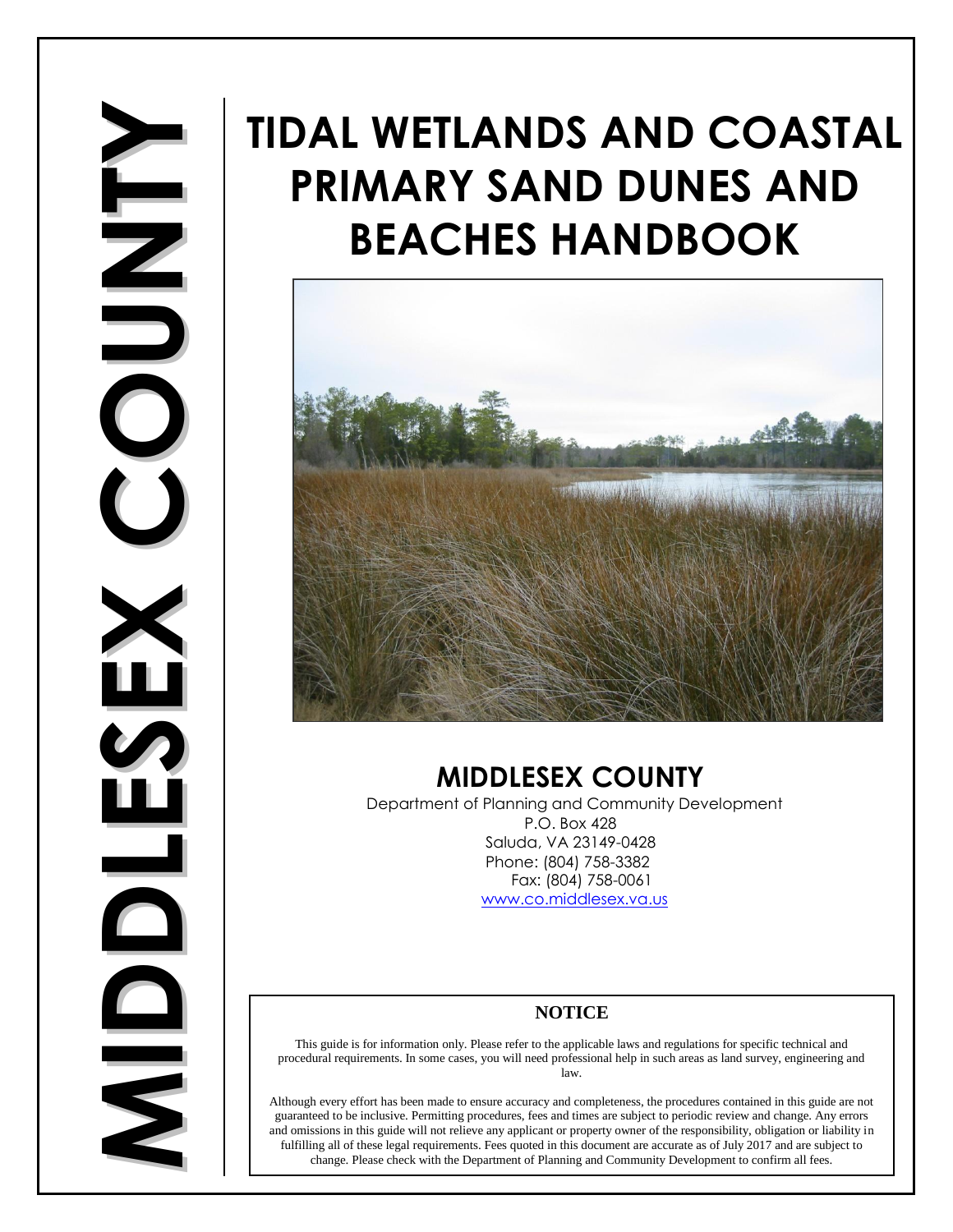MIDDLESEX COUNTY

# TIDAL WETLANDS AND COASTAL PRIMARY SAND DUNES AND BEACHES HANDBOOK

## MIDDLESEX COUNTY

Department of Planning and Community Development
P.O. Box 428
Saluda, VA 23149-0428
Phone: (804) 758-3382
Fax: (804) 758-0061
www.co.middlesex.va.us

### NOTICE

This guide is for information only. Please refer to the applicable laws and regulations for specific technical and procedural requirements. In some cases, you will need professional help in such areas as land survey, engineering and law.

Although every effort has been made to ensure accuracy and completeness, the procedures contained in this guide are not guaranteed to be inclusive. Permitting procedures, fees and times are subject to periodic review and change. Any errors and omissions in this guide will not relieve any applicant or property owner of the responsibility, obligation or liability in fulfilling all of these legal requirements. Fees quoted in this document are accurate as of July 2017 and are subject to change. Please check with the Department of Planning and Community Development to confirm all fees.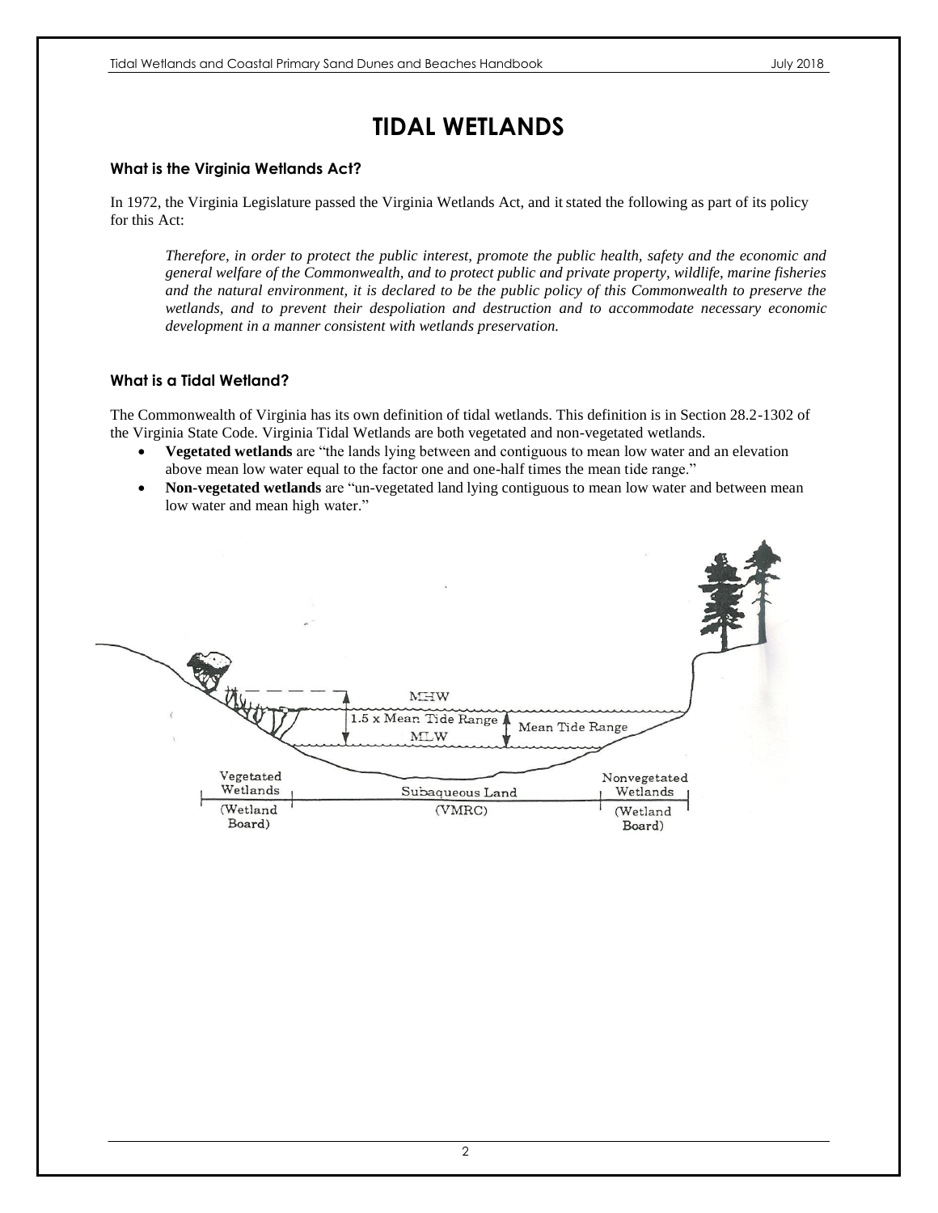# TIDAL WETLANDS

### What is the Virginia Wetlands Act?

In 1972, the Virginia Legislature passed the Virginia Wetlands Act, and it stated the following as part of its policy for this Act:

> *Therefore, in order to protect the public interest, promote the public health, safety and the economic and general welfare of the Commonwealth, and to protect public and private property, wildlife, marine fisheries and the natural environment, it is declared to be the public policy of this Commonwealth to preserve the wetlands, and to prevent their despoliation and destruction and to accommodate necessary economic development in a manner consistent with wetlands preservation.*

### What is a Tidal Wetland?

The Commonwealth of Virginia has its own definition of tidal wetlands. This definition is in Section 28.2-1302 of the Virginia State Code. Virginia Tidal Wetlands are both vegetated and non-vegetated wetlands.

- **Vegetated wetlands** are "the lands lying between and contiguous to mean low water and an elevation above mean low water equal to the factor one and one-half times the mean tide range."
- **Non-vegetated wetlands** are "un-vegetated land lying contiguous to mean low water and between mean low water and mean high water."

MHW

1.5 x Mean Tide Range

Mean Tide Range

MLW

Vegetated Wetlands (Wetland Board)

Subaqueous Land (VMRC)

Nonvegetated Wetlands (Wetland Board)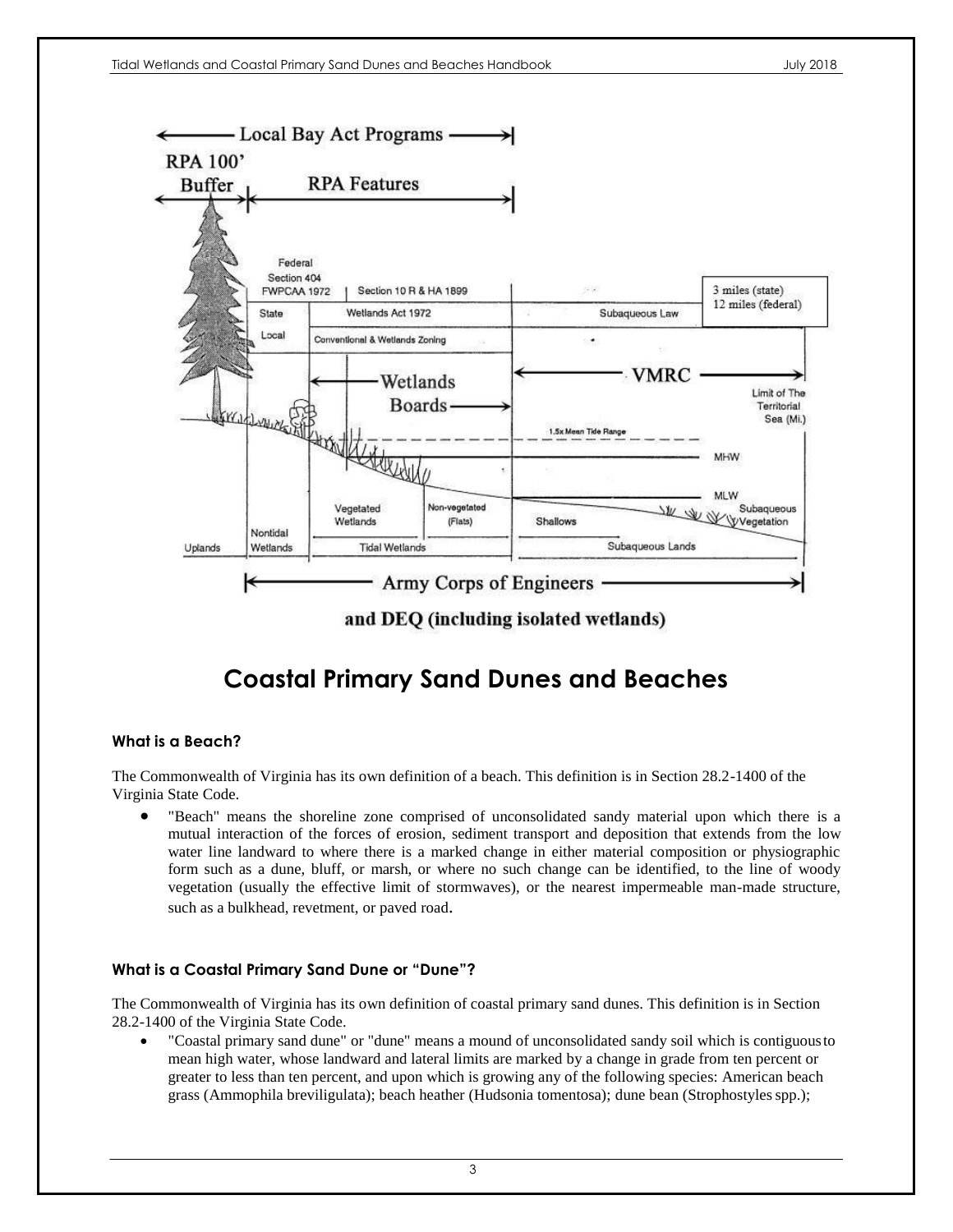## Coastal Primary Sand Dunes and Beaches

### What is a Beach?

The Commonwealth of Virginia has its own definition of a beach. This definition is in Section 28.2-1400 of the Virginia State Code.

- "Beach" means the shoreline zone comprised of unconsolidated sandy material upon which there is a mutual interaction of the forces of erosion, sediment transport and deposition that extends from the low water line landward to where there is a marked change in either material composition or physiographic form such as a dune, bluff, or marsh, or where no such change can be identified, to the line of woody vegetation (usually the effective limit of stormwaves), or the nearest impermeable man-made structure, such as a bulkhead, revetment, or paved road.

### What is a Coastal Primary Sand Dune or "Dune"?

The Commonwealth of Virginia has its own definition of coastal primary sand dunes. This definition is in Section 28.2-1400 of the Virginia State Code.

- "Coastal primary sand dune" or "dune" means a mound of unconsolidated sandy soil which is contiguous to mean high water, whose landward and lateral limits are marked by a change in grade from ten percent or greater to less than ten percent, and upon which is growing any of the following species: American beach grass (Ammophila breviligulata); beach heather (Hudsonia tomentosa); dune bean (Strophostyles spp.);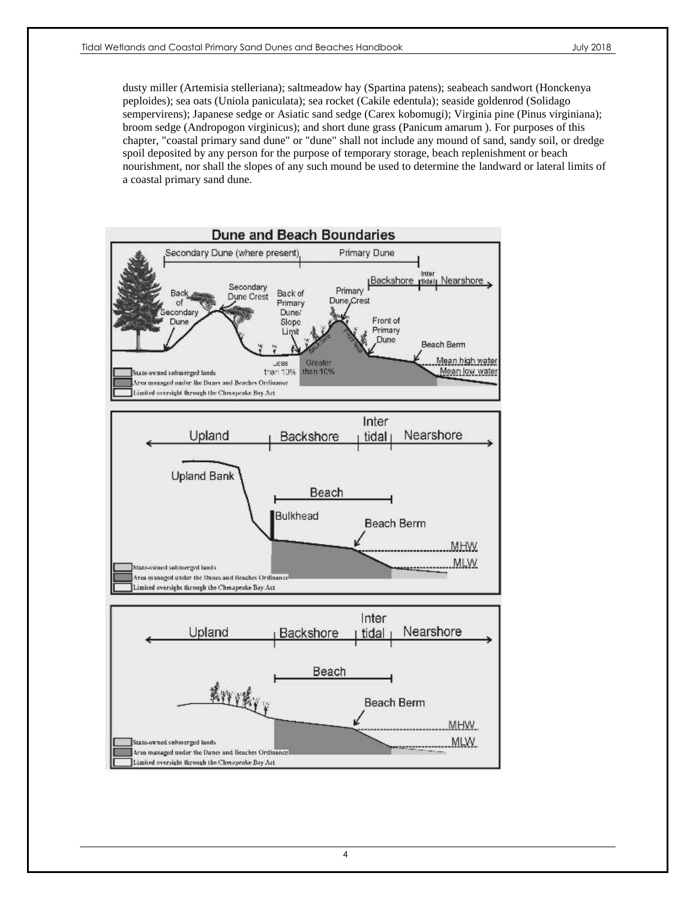dusty miller (Artemisia stelleriana); saltmeadow hay (Spartina patens); seabeach sandwort (Honckenya peploides); sea oats (Uniola paniculata); sea rocket (Cakile edentula); seaside goldenrod (Solidago sempervirens); Japanese sedge or Asiatic sand sedge (Carex kobomugi); Virginia pine (Pinus virginiana); broom sedge (Andropogon virginicus); and short dune grass (Panicum amarum ). For purposes of this chapter, "coastal primary sand dune" or "dune" shall not include any mound of sand, sandy soil, or dredge spoil deposited by any person for the purpose of temporary storage, beach replenishment or beach nourishment, nor shall the slopes of any such mound be used to determine the landward or lateral limits of a coastal primary sand dune.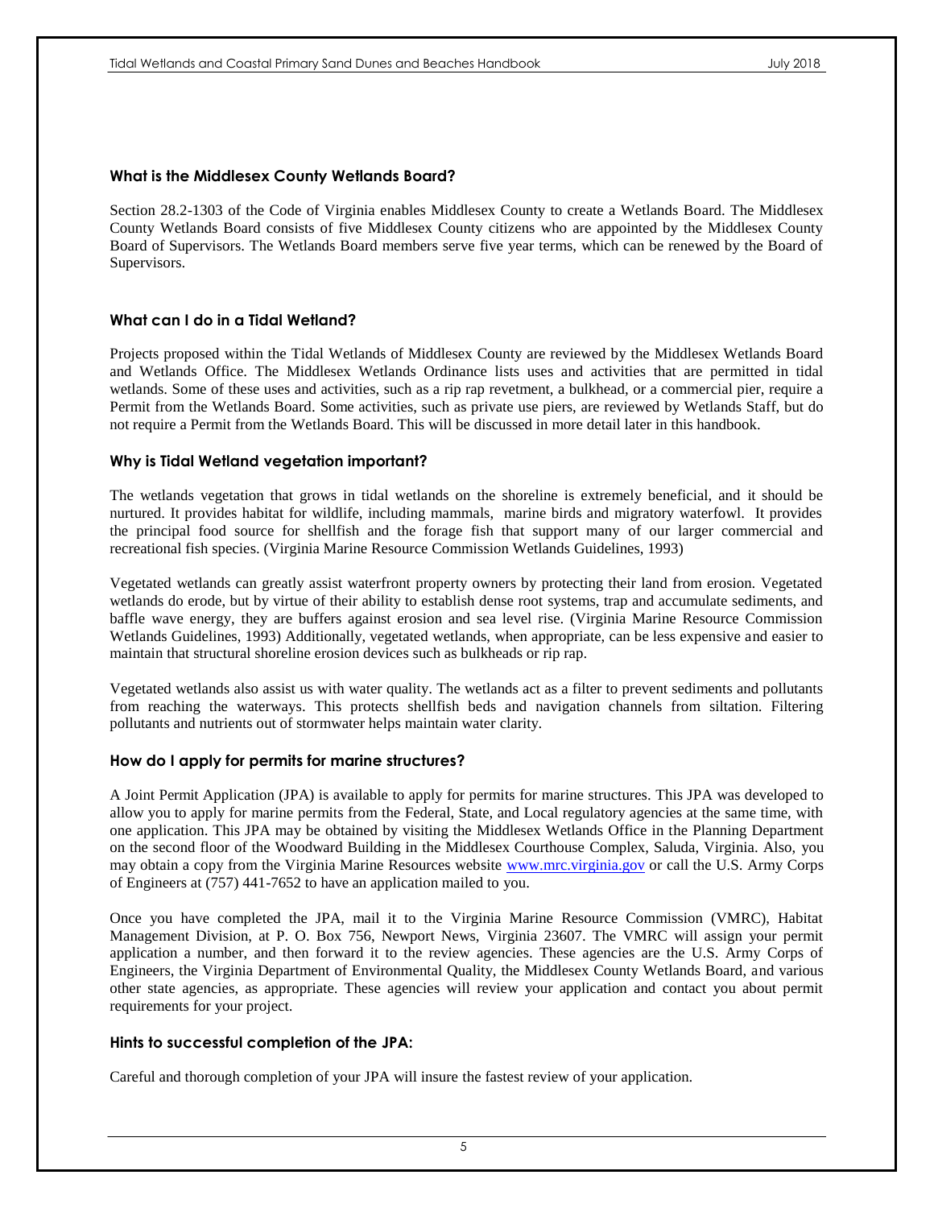### What is the Middlesex County Wetlands Board?

Section 28.2-1303 of the Code of Virginia enables Middlesex County to create a Wetlands Board. The Middlesex County Wetlands Board consists of five Middlesex County citizens who are appointed by the Middlesex County Board of Supervisors. The Wetlands Board members serve five year terms, which can be renewed by the Board of Supervisors.

### What can I do in a Tidal Wetland?

Projects proposed within the Tidal Wetlands of Middlesex County are reviewed by the Middlesex Wetlands Board and Wetlands Office. The Middlesex Wetlands Ordinance lists uses and activities that are permitted in tidal wetlands. Some of these uses and activities, such as a rip rap revetment, a bulkhead, or a commercial pier, require a Permit from the Wetlands Board. Some activities, such as private use piers, are reviewed by Wetlands Staff, but do not require a Permit from the Wetlands Board. This will be discussed in more detail later in this handbook.

### Why is Tidal Wetland vegetation important?

The wetlands vegetation that grows in tidal wetlands on the shoreline is extremely beneficial, and it should be nurtured. It provides habitat for wildlife, including mammals, marine birds and migratory waterfowl. It provides the principal food source for shellfish and the forage fish that support many of our larger commercial and recreational fish species. (Virginia Marine Resource Commission Wetlands Guidelines, 1993)

Vegetated wetlands can greatly assist waterfront property owners by protecting their land from erosion. Vegetated wetlands do erode, but by virtue of their ability to establish dense root systems, trap and accumulate sediments, and baffle wave energy, they are buffers against erosion and sea level rise. (Virginia Marine Resource Commission Wetlands Guidelines, 1993) Additionally, vegetated wetlands, when appropriate, can be less expensive and easier to maintain that structural shoreline erosion devices such as bulkheads or rip rap.

Vegetated wetlands also assist us with water quality. The wetlands act as a filter to prevent sediments and pollutants from reaching the waterways. This protects shellfish beds and navigation channels from siltation. Filtering pollutants and nutrients out of stormwater helps maintain water clarity.

### How do I apply for permits for marine structures?

A Joint Permit Application (JPA) is available to apply for permits for marine structures. This JPA was developed to allow you to apply for marine permits from the Federal, State, and Local regulatory agencies at the same time, with one application. This JPA may be obtained by visiting the Middlesex Wetlands Office in the Planning Department on the second floor of the Woodward Building in the Middlesex Courthouse Complex, Saluda, Virginia. Also, you may obtain a copy from the Virginia Marine Resources website [www.mrc.virginia.gov](http://www.mrc.virginia.gov) or call the U.S. Army Corps of Engineers at (757) 441-7652 to have an application mailed to you.

Once you have completed the JPA, mail it to the Virginia Marine Resource Commission (VMRC), Habitat Management Division, at P. O. Box 756, Newport News, Virginia 23607. The VMRC will assign your permit application a number, and then forward it to the review agencies. These agencies are the U.S. Army Corps of Engineers, the Virginia Department of Environmental Quality, the Middlesex County Wetlands Board, and various other state agencies, as appropriate. These agencies will review your application and contact you about permit requirements for your project.

### Hints to successful completion of the JPA:

Careful and thorough completion of your JPA will insure the fastest review of your application.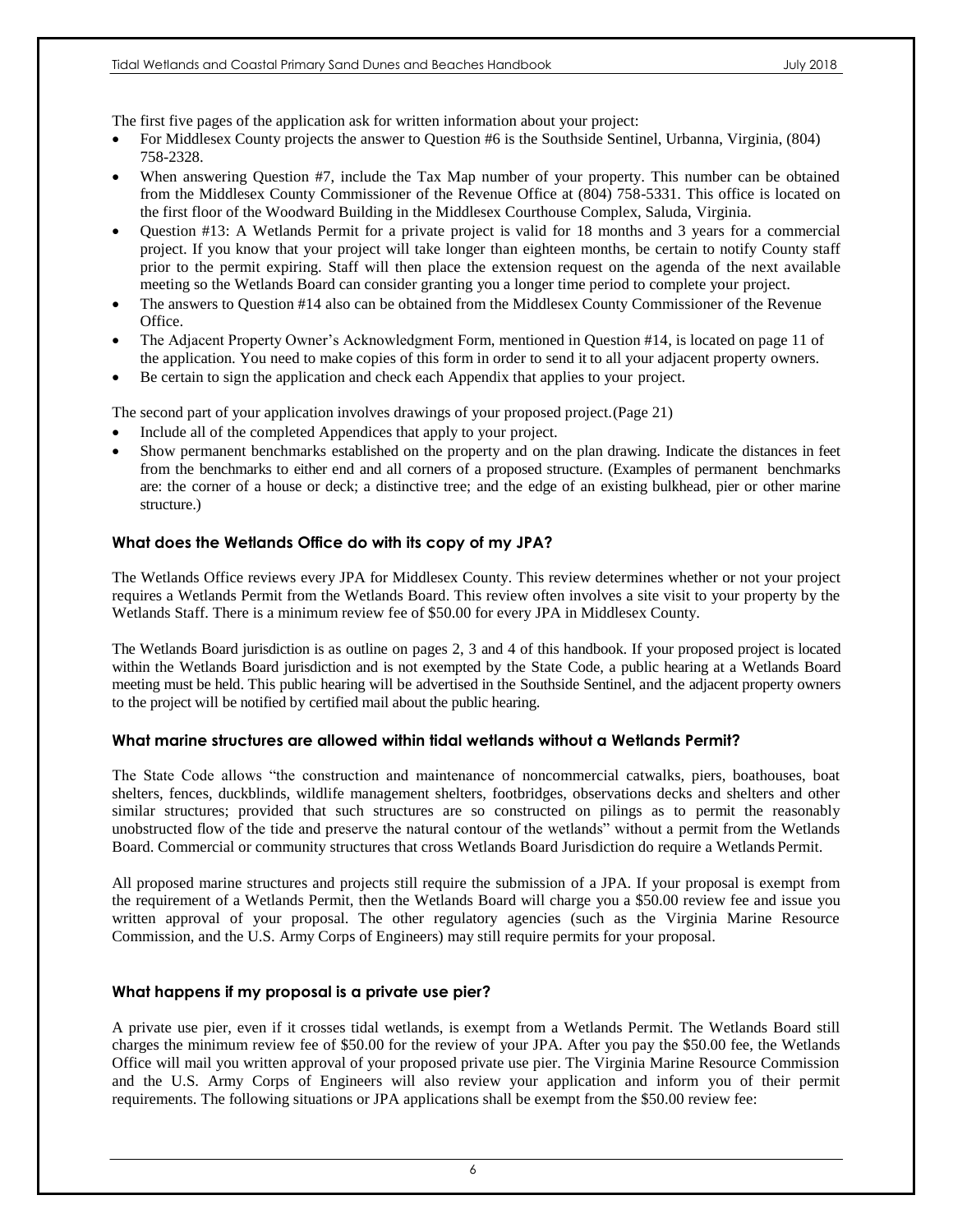The first five pages of the application ask for written information about your project:

- For Middlesex County projects the answer to Question #6 is the Southside Sentinel, Urbanna, Virginia, (804) 758-2328.
- When answering Question #7, include the Tax Map number of your property. This number can be obtained from the Middlesex County Commissioner of the Revenue Office at (804) 758-5331. This office is located on the first floor of the Woodward Building in the Middlesex Courthouse Complex, Saluda, Virginia.
- Question #13: A Wetlands Permit for a private project is valid for 18 months and 3 years for a commercial project. If you know that your project will take longer than eighteen months, be certain to notify County staff prior to the permit expiring. Staff will then place the extension request on the agenda of the next available meeting so the Wetlands Board can consider granting you a longer time period to complete your project.
- The answers to Question #14 also can be obtained from the Middlesex County Commissioner of the Revenue Office.
- The Adjacent Property Owner's Acknowledgment Form, mentioned in Question #14, is located on page 11 of the application. You need to make copies of this form in order to send it to all your adjacent property owners.
- Be certain to sign the application and check each Appendix that applies to your project.

The second part of your application involves drawings of your proposed project.(Page 21)

- Include all of the completed Appendices that apply to your project.
- Show permanent benchmarks established on the property and on the plan drawing. Indicate the distances in feet from the benchmarks to either end and all corners of a proposed structure. (Examples of permanent benchmarks are: the corner of a house or deck; a distinctive tree; and the edge of an existing bulkhead, pier or other marine structure.)

### What does the Wetlands Office do with its copy of my JPA?

The Wetlands Office reviews every JPA for Middlesex County. This review determines whether or not your project requires a Wetlands Permit from the Wetlands Board. This review often involves a site visit to your property by the Wetlands Staff. There is a minimum review fee of $50.00 for every JPA in Middlesex County.

The Wetlands Board jurisdiction is as outline on pages 2, 3 and 4 of this handbook. If your proposed project is located within the Wetlands Board jurisdiction and is not exempted by the State Code, a public hearing at a Wetlands Board meeting must be held. This public hearing will be advertised in the Southside Sentinel, and the adjacent property owners to the project will be notified by certified mail about the public hearing.

### What marine structures are allowed within tidal wetlands without a Wetlands Permit?

The State Code allows "the construction and maintenance of noncommercial catwalks, piers, boathouses, boat shelters, fences, duckblinds, wildlife management shelters, footbridges, observations decks and shelters and other similar structures; provided that such structures are so constructed on pilings as to permit the reasonably unobstructed flow of the tide and preserve the natural contour of the wetlands" without a permit from the Wetlands Board. Commercial or community structures that cross Wetlands Board Jurisdiction do require a Wetlands Permit.

All proposed marine structures and projects still require the submission of a JPA. If your proposal is exempt from the requirement of a Wetlands Permit, then the Wetlands Board will charge you a $50.00 review fee and issue you written approval of your proposal. The other regulatory agencies (such as the Virginia Marine Resource Commission, and the U.S. Army Corps of Engineers) may still require permits for your proposal.

### What happens if my proposal is a private use pier?

A private use pier, even if it crosses tidal wetlands, is exempt from a Wetlands Permit. The Wetlands Board still charges the minimum review fee of $50.00 for the review of your JPA. After you pay the $50.00 fee, the Wetlands Office will mail you written approval of your proposed private use pier. The Virginia Marine Resource Commission and the U.S. Army Corps of Engineers will also review your application and inform you of their permit requirements. The following situations or JPA applications shall be exempt from the $50.00 review fee: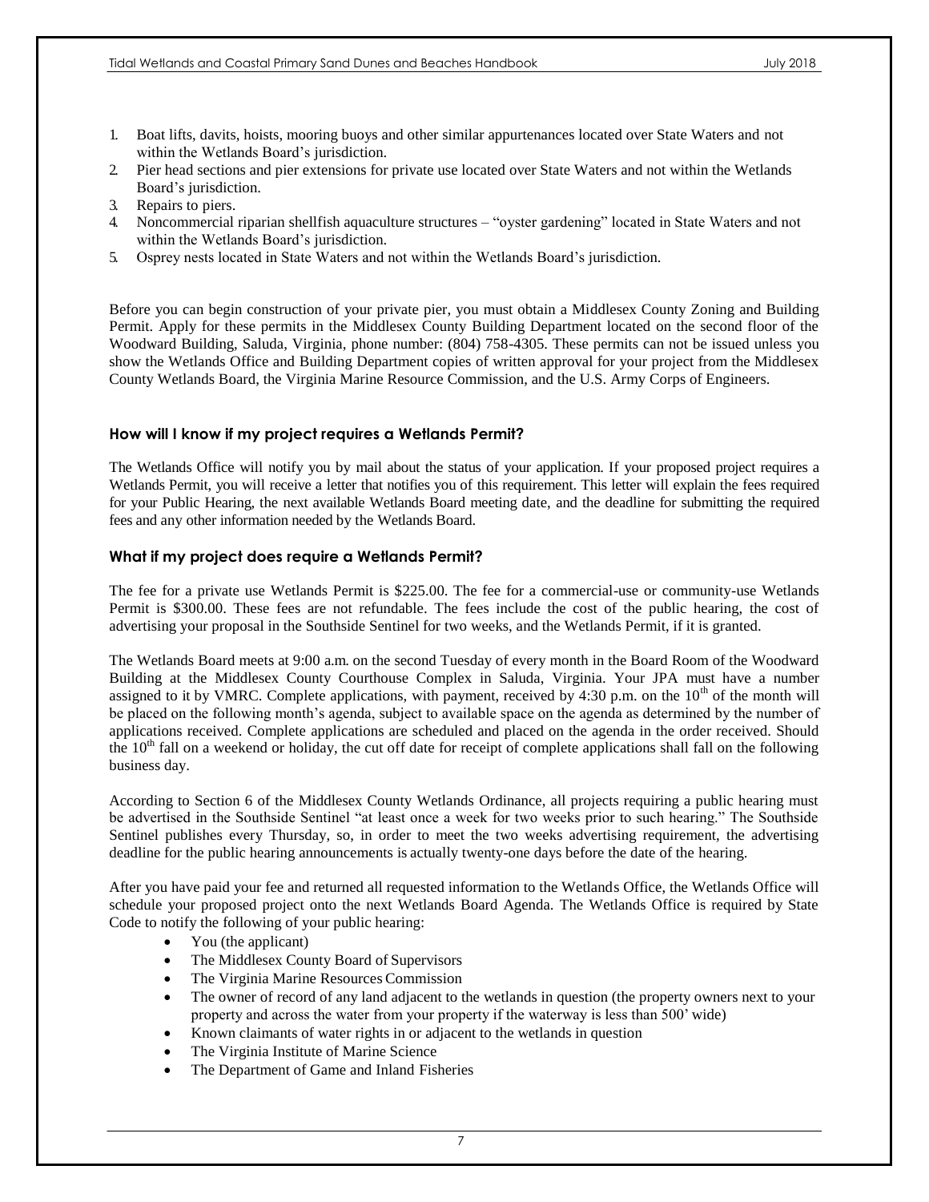1. Boat lifts, davits, hoists, mooring buoys and other similar appurtenances located over State Waters and not within the Wetlands Board's jurisdiction.
2. Pier head sections and pier extensions for private use located over State Waters and not within the Wetlands Board's jurisdiction.
3. Repairs to piers.
4. Noncommercial riparian shellfish aquaculture structures – "oyster gardening" located in State Waters and not within the Wetlands Board's jurisdiction.
5. Osprey nests located in State Waters and not within the Wetlands Board's jurisdiction.

Before you can begin construction of your private pier, you must obtain a Middlesex County Zoning and Building Permit. Apply for these permits in the Middlesex County Building Department located on the second floor of the Woodward Building, Saluda, Virginia, phone number: (804) 758-4305. These permits can not be issued unless you show the Wetlands Office and Building Department copies of written approval for your project from the Middlesex County Wetlands Board, the Virginia Marine Resource Commission, and the U.S. Army Corps of Engineers.

### How will I know if my project requires a Wetlands Permit?

The Wetlands Office will notify you by mail about the status of your application. If your proposed project requires a Wetlands Permit, you will receive a letter that notifies you of this requirement. This letter will explain the fees required for your Public Hearing, the next available Wetlands Board meeting date, and the deadline for submitting the required fees and any other information needed by the Wetlands Board.

### What if my project does require a Wetlands Permit?

The fee for a private use Wetlands Permit is $225.00. The fee for a commercial-use or community-use Wetlands Permit is $300.00. These fees are not refundable. The fees include the cost of the public hearing, the cost of advertising your proposal in the Southside Sentinel for two weeks, and the Wetlands Permit, if it is granted.

The Wetlands Board meets at 9:00 a.m. on the second Tuesday of every month in the Board Room of the Woodward Building at the Middlesex County Courthouse Complex in Saluda, Virginia. Your JPA must have a number assigned to it by VMRC. Complete applications, with payment, received by 4:30 p.m. on the 10th of the month will be placed on the following month's agenda, subject to available space on the agenda as determined by the number of applications received. Complete applications are scheduled and placed on the agenda in the order received. Should the 10th fall on a weekend or holiday, the cut off date for receipt of complete applications shall fall on the following business day.

According to Section 6 of the Middlesex County Wetlands Ordinance, all projects requiring a public hearing must be advertised in the Southside Sentinel "at least once a week for two weeks prior to such hearing." The Southside Sentinel publishes every Thursday, so, in order to meet the two weeks advertising requirement, the advertising deadline for the public hearing announcements is actually twenty-one days before the date of the hearing.

After you have paid your fee and returned all requested information to the Wetlands Office, the Wetlands Office will schedule your proposed project onto the next Wetlands Board Agenda. The Wetlands Office is required by State Code to notify the following of your public hearing:

- You (the applicant)
- The Middlesex County Board of Supervisors
- The Virginia Marine Resources Commission
- The owner of record of any land adjacent to the wetlands in question (the property owners next to your property and across the water from your property if the waterway is less than 500' wide)
- Known claimants of water rights in or adjacent to the wetlands in question
- The Virginia Institute of Marine Science
- The Department of Game and Inland Fisheries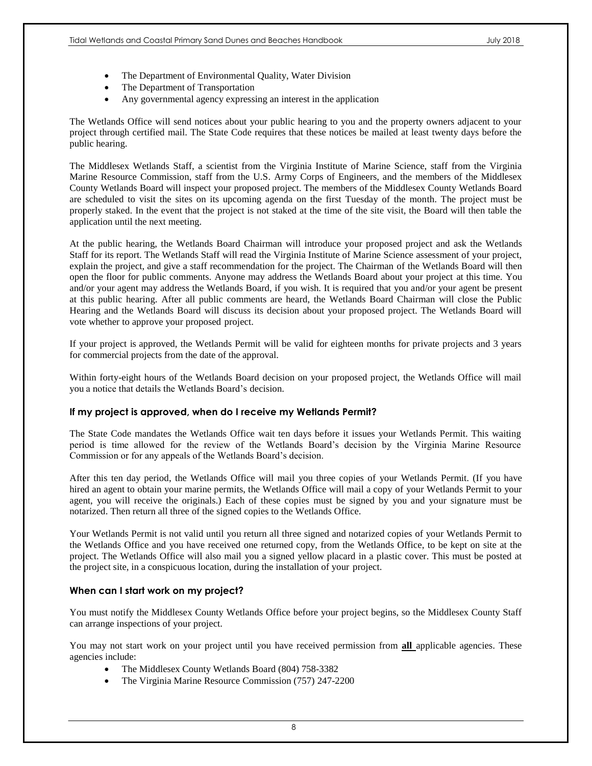- The Department of Environmental Quality, Water Division
- The Department of Transportation
- Any governmental agency expressing an interest in the application

The Wetlands Office will send notices about your public hearing to you and the property owners adjacent to your project through certified mail. The State Code requires that these notices be mailed at least twenty days before the public hearing.

The Middlesex Wetlands Staff, a scientist from the Virginia Institute of Marine Science, staff from the Virginia Marine Resource Commission, staff from the U.S. Army Corps of Engineers, and the members of the Middlesex County Wetlands Board will inspect your proposed project. The members of the Middlesex County Wetlands Board are scheduled to visit the sites on its upcoming agenda on the first Tuesday of the month. The project must be properly staked. In the event that the project is not staked at the time of the site visit, the Board will then table the application until the next meeting.

At the public hearing, the Wetlands Board Chairman will introduce your proposed project and ask the Wetlands Staff for its report. The Wetlands Staff will read the Virginia Institute of Marine Science assessment of your project, explain the project, and give a staff recommendation for the project. The Chairman of the Wetlands Board will then open the floor for public comments. Anyone may address the Wetlands Board about your project at this time. You and/or your agent may address the Wetlands Board, if you wish. It is required that you and/or your agent be present at this public hearing. After all public comments are heard, the Wetlands Board Chairman will close the Public Hearing and the Wetlands Board will discuss its decision about your proposed project. The Wetlands Board will vote whether to approve your proposed project.

If your project is approved, the Wetlands Permit will be valid for eighteen months for private projects and 3 years for commercial projects from the date of the approval.

Within forty-eight hours of the Wetlands Board decision on your proposed project, the Wetlands Office will mail you a notice that details the Wetlands Board's decision.

### If my project is approved, when do I receive my Wetlands Permit?

The State Code mandates the Wetlands Office wait ten days before it issues your Wetlands Permit. This waiting period is time allowed for the review of the Wetlands Board's decision by the Virginia Marine Resource Commission or for any appeals of the Wetlands Board's decision.

After this ten day period, the Wetlands Office will mail you three copies of your Wetlands Permit. (If you have hired an agent to obtain your marine permits, the Wetlands Office will mail a copy of your Wetlands Permit to your agent, you will receive the originals.) Each of these copies must be signed by you and your signature must be notarized. Then return all three of the signed copies to the Wetlands Office.

Your Wetlands Permit is not valid until you return all three signed and notarized copies of your Wetlands Permit to the Wetlands Office and you have received one returned copy, from the Wetlands Office, to be kept on site at the project. The Wetlands Office will also mail you a signed yellow placard in a plastic cover. This must be posted at the project site, in a conspicuous location, during the installation of your project.

### When can I start work on my project?

You must notify the Middlesex County Wetlands Office before your project begins, so the Middlesex County Staff can arrange inspections of your project.

You may not start work on your project until you have received permission from **all** applicable agencies. These agencies include:

- The Middlesex County Wetlands Board (804) 758-3382
- The Virginia Marine Resource Commission (757) 247-2200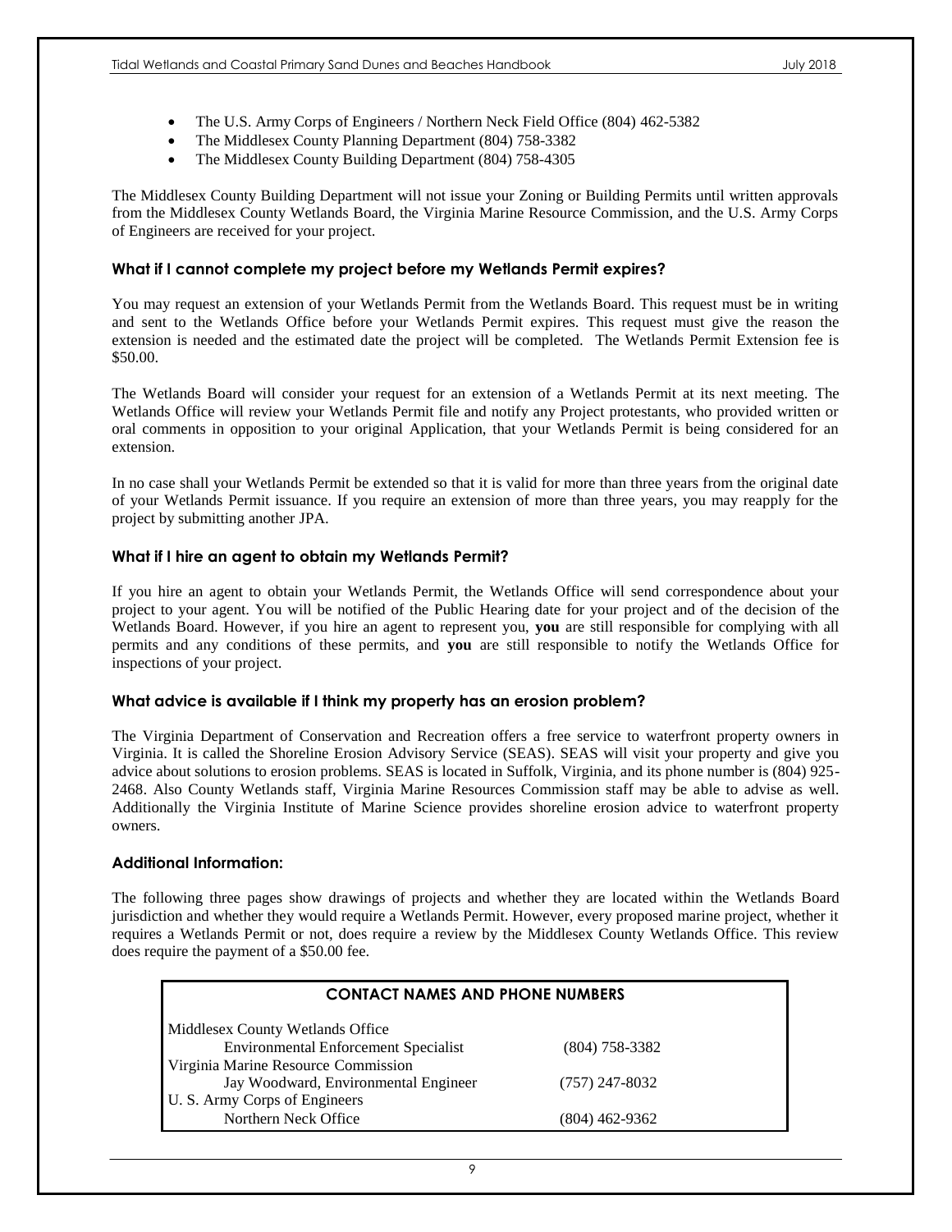- The U.S. Army Corps of Engineers / Northern Neck Field Office (804) 462-5382
- The Middlesex County Planning Department (804) 758-3382
- The Middlesex County Building Department (804) 758-4305

The Middlesex County Building Department will not issue your Zoning or Building Permits until written approvals from the Middlesex County Wetlands Board, the Virginia Marine Resource Commission, and the U.S. Army Corps of Engineers are received for your project.

### What if I cannot complete my project before my Wetlands Permit expires?

You may request an extension of your Wetlands Permit from the Wetlands Board. This request must be in writing and sent to the Wetlands Office before your Wetlands Permit expires. This request must give the reason the extension is needed and the estimated date the project will be completed. The Wetlands Permit Extension fee is $50.00.

The Wetlands Board will consider your request for an extension of a Wetlands Permit at its next meeting. The Wetlands Office will review your Wetlands Permit file and notify any Project protestants, who provided written or oral comments in opposition to your original Application, that your Wetlands Permit is being considered for an extension.

In no case shall your Wetlands Permit be extended so that it is valid for more than three years from the original date of your Wetlands Permit issuance. If you require an extension of more than three years, you may reapply for the project by submitting another JPA.

### What if I hire an agent to obtain my Wetlands Permit?

If you hire an agent to obtain your Wetlands Permit, the Wetlands Office will send correspondence about your project to your agent. You will be notified of the Public Hearing date for your project and of the decision of the Wetlands Board. However, if you hire an agent to represent you, **you** are still responsible for complying with all permits and any conditions of these permits, and **you** are still responsible to notify the Wetlands Office for inspections of your project.

### What advice is available if I think my property has an erosion problem?

The Virginia Department of Conservation and Recreation offers a free service to waterfront property owners in Virginia. It is called the Shoreline Erosion Advisory Service (SEAS). SEAS will visit your property and give you advice about solutions to erosion problems. SEAS is located in Suffolk, Virginia, and its phone number is (804) 925-2468. Also County Wetlands staff, Virginia Marine Resources Commission staff may be able to advise as well. Additionally the Virginia Institute of Marine Science provides shoreline erosion advice to waterfront property owners.

### Additional Information:

The following three pages show drawings of projects and whether they are located within the Wetlands Board jurisdiction and whether they would require a Wetlands Permit. However, every proposed marine project, whether it requires a Wetlands Permit or not, does require a review by the Middlesex County Wetlands Office. This review does require the payment of a $50.00 fee.

| CONTACT NAMES AND PHONE NUMBERS | |
|---|---|
| Middlesex County Wetlands Office | |
| Environmental Enforcement Specialist | (804) 758-3382 |
| Virginia Marine Resource Commission | |
| Jay Woodward, Environmental Engineer | (757) 247-8032 |
| U. S. Army Corps of Engineers | |
| Northern Neck Office | (804) 462-9362 |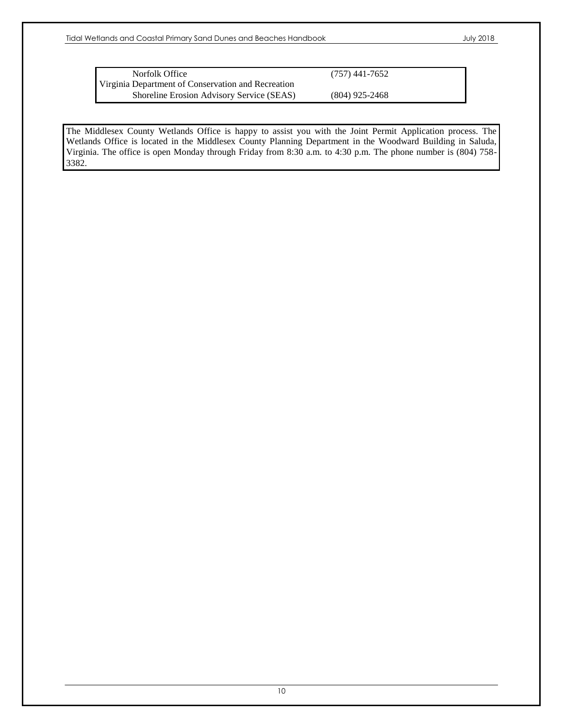| | |
|---|---|
| Norfolk Office | (757) 441-7652 |
| Virginia Department of Conservation and Recreation | |
| Shoreline Erosion Advisory Service (SEAS) | (804) 925-2468 |

The Middlesex County Wetlands Office is happy to assist you with the Joint Permit Application process. The Wetlands Office is located in the Middlesex County Planning Department in the Woodward Building in Saluda, Virginia. The office is open Monday through Friday from 8:30 a.m. to 4:30 p.m. The phone number is (804) 758-3382.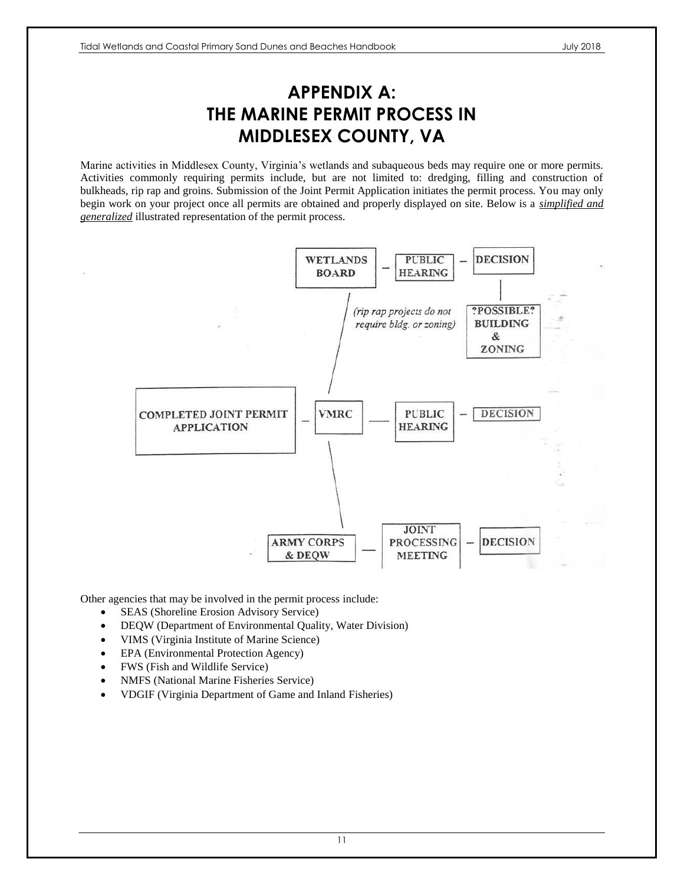# APPENDIX A: THE MARINE PERMIT PROCESS IN MIDDLESEX COUNTY, VA

Marine activities in Middlesex County, Virginia's wetlands and subaqueous beds may require one or more permits. Activities commonly requiring permits include, but are not limited to: dredging, filling and construction of bulkheads, rip rap and groins. Submission of the Joint Permit Application initiates the permit process. You may only begin work on your project once all permits are obtained and properly displayed on site. Below is a ***simplified and generalized*** illustrated representation of the permit process.

WETLANDS BOARD – PUBLIC HEARING – DECISION

?POSSIBLE? BUILDING & ZONING

*(rip rap projects do not require bldg. or zoning)*

COMPLETED JOINT PERMIT APPLICATION – VMRC – PUBLIC HEARING – DECISION

ARMY CORPS & DEQW – JOINT PROCESSING MEETING – DECISION

Other agencies that may be involved in the permit process include:

- SEAS (Shoreline Erosion Advisory Service)
- DEQW (Department of Environmental Quality, Water Division)
- VIMS (Virginia Institute of Marine Science)
- EPA (Environmental Protection Agency)
- FWS (Fish and Wildlife Service)
- NMFS (National Marine Fisheries Service)
- VDGIF (Virginia Department of Game and Inland Fisheries)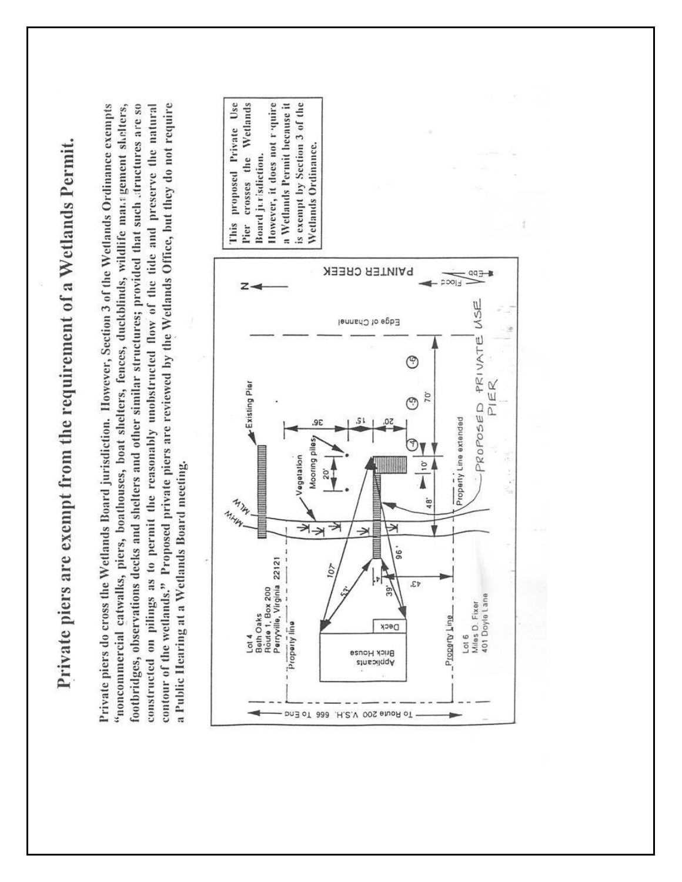# Private piers are exempt from the requirement of a Wetlands Permit.

Private piers do cross the Wetlands Board jurisdiction. However, Section 3 of the Wetlands Ordinance exempts "noncommercial catwalks, piers, boathouses, boat shelters, fences, duckblinds, wildlife management shelters, footbridges, observations decks and shelters and other similar structures; provided that such structures are so constructed on pilings as to permit the reasonably unobstructed flow of the tide and preserve the natural contour of the wetlands." Proposed private piers are reviewed by the Wetlands Office, but they do not require a Public Hearing at a Wetlands Board meeting.

Lot 4
Beth Oaks
Route 1, Box 200
Perryville, Virginia 22121

Lot 6
Miles D. Fixer
401 Doyle Lane

Applicants Brick House

Deck

Property line

Property Line

Property Line extended

To Route 200 V.S.H. 666 To End

Existing Pier

Vegetation

Mooring piles

MHW

MLW

Edge of Channel

PAINTER CREEK

N

Flood

Ebb

PROPOSED PRIVATE USE PIER

107'

52'

39'

96'

4'

43'

48'

10'

70'

20'

20'

15'

36'

4

5

6

This proposed Private Use Pier crosses the Wetlands Board jurisdiction. However, it does not require a Wetlands Permit because it is exempt by Section 3 of the Wetlands Ordinance.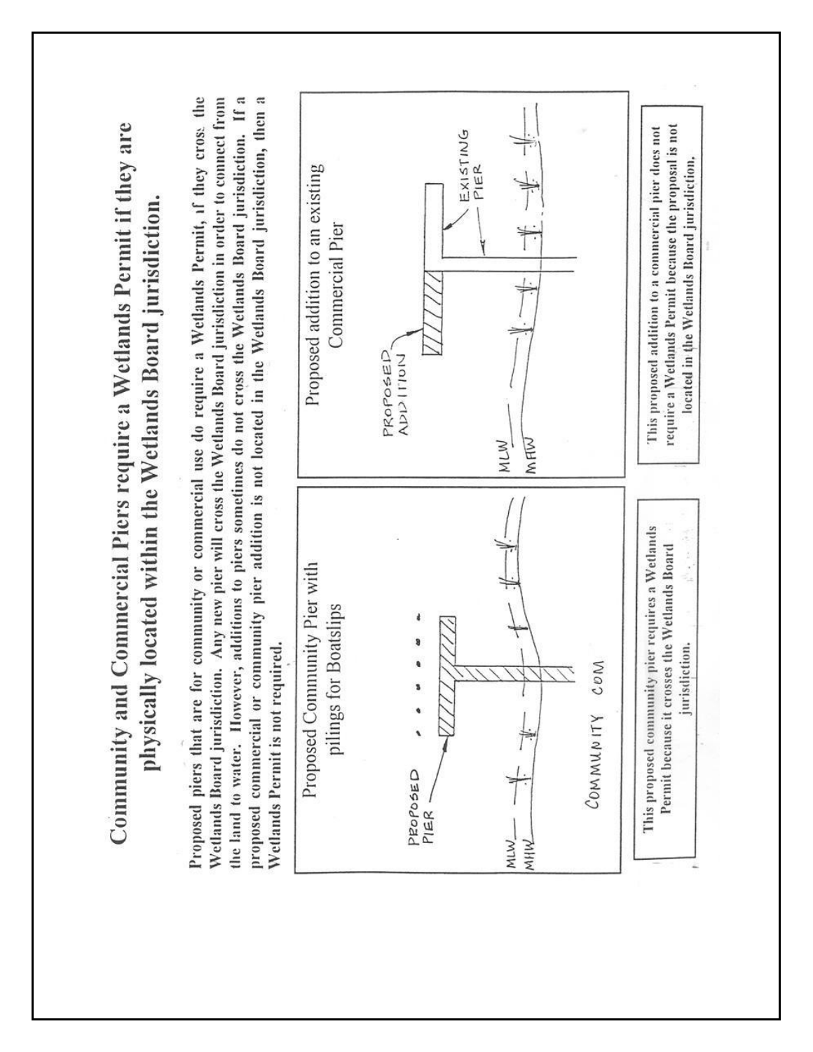# Community and Commercial Piers require a Wetlands Permit if they are physically located within the Wetlands Board jurisdiction.

**Proposed piers that are for community or commercial use do require a Wetlands Permit, if they cross the Wetlands Board jurisdiction. Any new pier will cross the Wetlands Board jurisdiction in order to connect from the land to water. However, additions to piers sometimes do not cross the Wetlands Board jurisdiction. If a proposed commercial or community pier addition is not located in the Wetlands Board jurisdiction, then a Wetlands Permit is not required.**

Proposed Community Pier with pilings for Boatslips

PROPOSED PIER

MLW

MHW

COMMUNITY COM

**This proposed community pier requires a Wetlands Permit because it crosses the Wetlands Board jurisdiction.**

Proposed addition to an existing Commercial Pier

PROPOSED ADDITION

EXISTING PIER

MLW

MHW

**This proposed addition to a commercial pier does not require a Wetlands Permit because the proposal is not located in the Wetlands Board jurisdiction.**